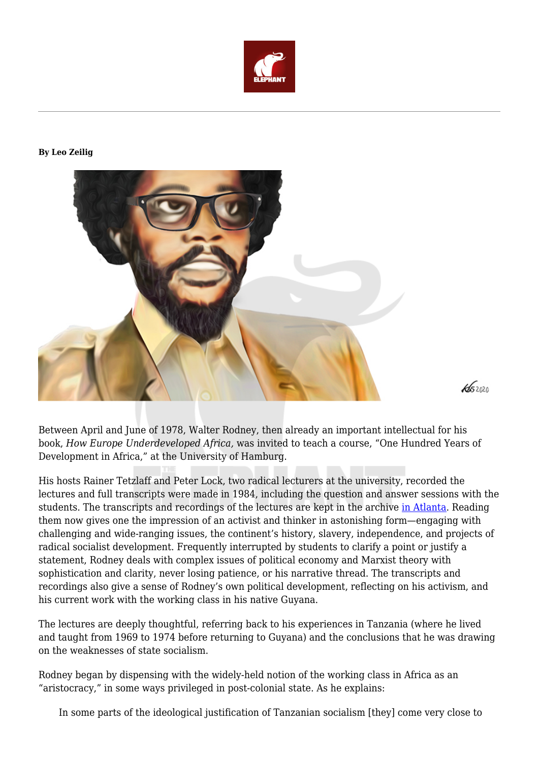**By Leo Zeilig**

Between April and June of 1978, Walter Rodney, then already an important intellectual for his book, *How Europe Underdeveloped Africa,* was invited to teach a course, "One Hundred Years of Development in Africa," at the University of Hamburg.

His hosts Rainer Tetzlaff and Peter Lock, two radical lecturers at the university, recorded the lectures and full transcripts were made in 1984, including the question and answer sessions with the students. The transcripts and recordings of the lectures are kept in the archive in Atlanta. Reading them now gives one the impression of an activist and thinker in astonishing form—engaging with challenging and wide-ranging issues, the continent's history, slavery, independence, and projects of radical socialist development. Frequently interrupted by students to clarify a point or justify a statement, Rodney deals with complex issues of political economy and Marxist theory with sophistication and clarity, never losing patience, or his narrative thread. The transcripts and recordings also give a sense of Rodney's own political development, reflecting on his activism, and his current work with the working class in his native Guyana.

The lectures are deeply thoughtful, referring back to his experiences in Tanzania (where he lived and taught from 1969 to 1974 before returning to Guyana) and the conclusions that he was drawing on the weaknesses of state socialism.

Rodney began by dispensing with the widely-held notion of the working class in Africa as an "aristocracy," in some ways privileged in post-colonial state. As he explains:

> In some parts of the ideological justification of Tanzanian socialism [they] come very close to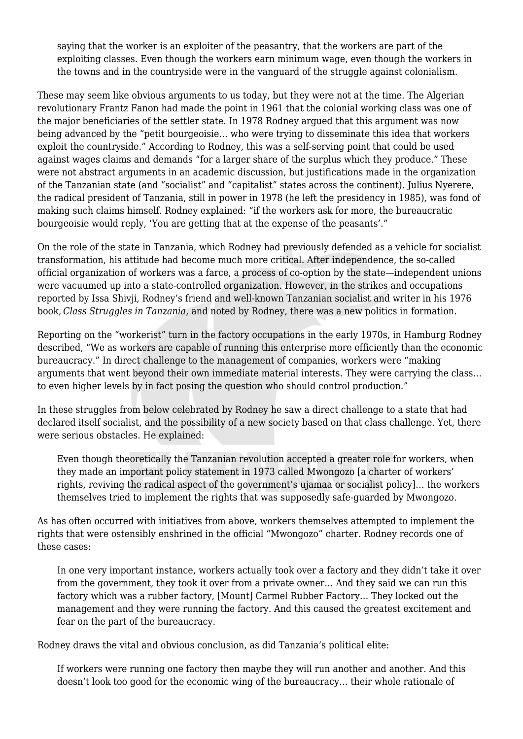> saying that the worker is an exploiter of the peasantry, that the workers are part of the exploiting classes. Even though the workers earn minimum wage, even though the workers in the towns and in the countryside were in the vanguard of the struggle against colonialism.

These may seem like obvious arguments to us today, but they were not at the time. The Algerian revolutionary Frantz Fanon had made the point in 1961 that the colonial working class was one of the major beneficiaries of the settler state. In 1978 Rodney argued that this argument was now being advanced by the "petit bourgeoisie… who were trying to disseminate this idea that workers exploit the countryside." According to Rodney, this was a self-serving point that could be used against wages claims and demands "for a larger share of the surplus which they produce." These were not abstract arguments in an academic discussion, but justifications made in the organization of the Tanzanian state (and "socialist" and "capitalist" states across the continent). Julius Nyerere, the radical president of Tanzania, still in power in 1978 (he left the presidency in 1985), was fond of making such claims himself. Rodney explained: "if the workers ask for more, the bureaucratic bourgeoisie would reply, 'You are getting that at the expense of the peasants'."

On the role of the state in Tanzania, which Rodney had previously defended as a vehicle for socialist transformation, his attitude had become much more critical. After independence, the so-called official organization of workers was a farce, a process of co-option by the state—independent unions were vacuumed up into a state-controlled organization. However, in the strikes and occupations reported by Issa Shivji, Rodney's friend and well-known Tanzanian socialist and writer in his 1976 book, *Class Struggles in Tanzania*, and noted by Rodney, there was a new politics in formation.

Reporting on the "workerist" turn in the factory occupations in the early 1970s, in Hamburg Rodney described, "We as workers are capable of running this enterprise more efficiently than the economic bureaucracy." In direct challenge to the management of companies, workers were "making arguments that went beyond their own immediate material interests. They were carrying the class… to even higher levels by in fact posing the question who should control production."

In these struggles from below celebrated by Rodney he saw a direct challenge to a state that had declared itself socialist, and the possibility of a new society based on that class challenge. Yet, there were serious obstacles. He explained:

> Even though theoretically the Tanzanian revolution accepted a greater role for workers, when they made an important policy statement in 1973 called Mwongozo [a charter of workers' rights, reviving the radical aspect of the government's ujamaa or socialist policy]… the workers themselves tried to implement the rights that was supposedly safe-guarded by Mwongozo.

As has often occurred with initiatives from above, workers themselves attempted to implement the rights that were ostensibly enshrined in the official "Mwongozo" charter. Rodney records one of these cases:

> In one very important instance, workers actually took over a factory and they didn't take it over from the government, they took it over from a private owner… And they said we can run this factory which was a rubber factory, [Mount] Carmel Rubber Factory… They locked out the management and they were running the factory. And this caused the greatest excitement and fear on the part of the bureaucracy.

Rodney draws the vital and obvious conclusion, as did Tanzania's political elite:

> If workers were running one factory then maybe they will run another and another. And this doesn't look too good for the economic wing of the bureaucracy… their whole rationale of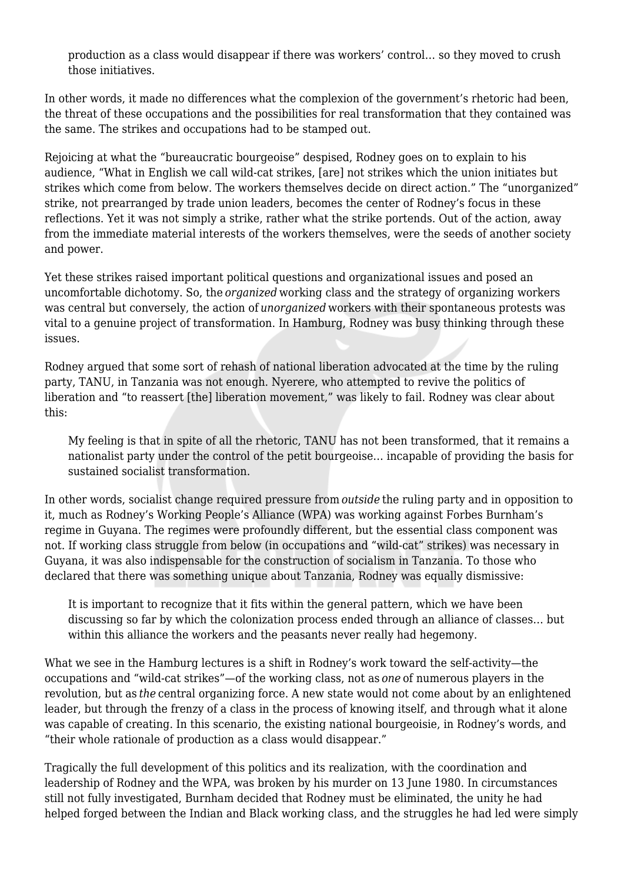> production as a class would disappear if there was workers' control… so they moved to crush those initiatives.

In other words, it made no differences what the complexion of the government's rhetoric had been, the threat of these occupations and the possibilities for real transformation that they contained was the same. The strikes and occupations had to be stamped out.

Rejoicing at what the "bureaucratic bourgeoise" despised, Rodney goes on to explain to his audience, "What in English we call wild-cat strikes, [are] not strikes which the union initiates but strikes which come from below. The workers themselves decide on direct action." The "unorganized" strike, not prearranged by trade union leaders, becomes the center of Rodney's focus in these reflections. Yet it was not simply a strike, rather what the strike portends. Out of the action, away from the immediate material interests of the workers themselves, were the seeds of another society and power.

Yet these strikes raised important political questions and organizational issues and posed an uncomfortable dichotomy. So, the *organized* working class and the strategy of organizing workers was central but conversely, the action of *unorganized* workers with their spontaneous protests was vital to a genuine project of transformation. In Hamburg, Rodney was busy thinking through these issues.

Rodney argued that some sort of rehash of national liberation advocated at the time by the ruling party, TANU, in Tanzania was not enough. Nyerere, who attempted to revive the politics of liberation and "to reassert [the] liberation movement," was likely to fail. Rodney was clear about this:

> My feeling is that in spite of all the rhetoric, TANU has not been transformed, that it remains a nationalist party under the control of the petit bourgeoise… incapable of providing the basis for sustained socialist transformation.

In other words, socialist change required pressure from *outside* the ruling party and in opposition to it, much as Rodney's Working People's Alliance (WPA) was working against Forbes Burnham's regime in Guyana. The regimes were profoundly different, but the essential class component was not. If working class struggle from below (in occupations and "wild-cat" strikes) was necessary in Guyana, it was also indispensable for the construction of socialism in Tanzania. To those who declared that there was something unique about Tanzania, Rodney was equally dismissive:

> It is important to recognize that it fits within the general pattern, which we have been discussing so far by which the colonization process ended through an alliance of classes… but within this alliance the workers and the peasants never really had hegemony.

What we see in the Hamburg lectures is a shift in Rodney's work toward the self-activity—the occupations and "wild-cat strikes"—of the working class, not as *one* of numerous players in the revolution, but as *the* central organizing force. A new state would not come about by an enlightened leader, but through the frenzy of a class in the process of knowing itself, and through what it alone was capable of creating. In this scenario, the existing national bourgeoisie, in Rodney's words, and "their whole rationale of production as a class would disappear."

Tragically the full development of this politics and its realization, with the coordination and leadership of Rodney and the WPA, was broken by his murder on 13 June 1980. In circumstances still not fully investigated, Burnham decided that Rodney must be eliminated, the unity he had helped forged between the Indian and Black working class, and the struggles he had led were simply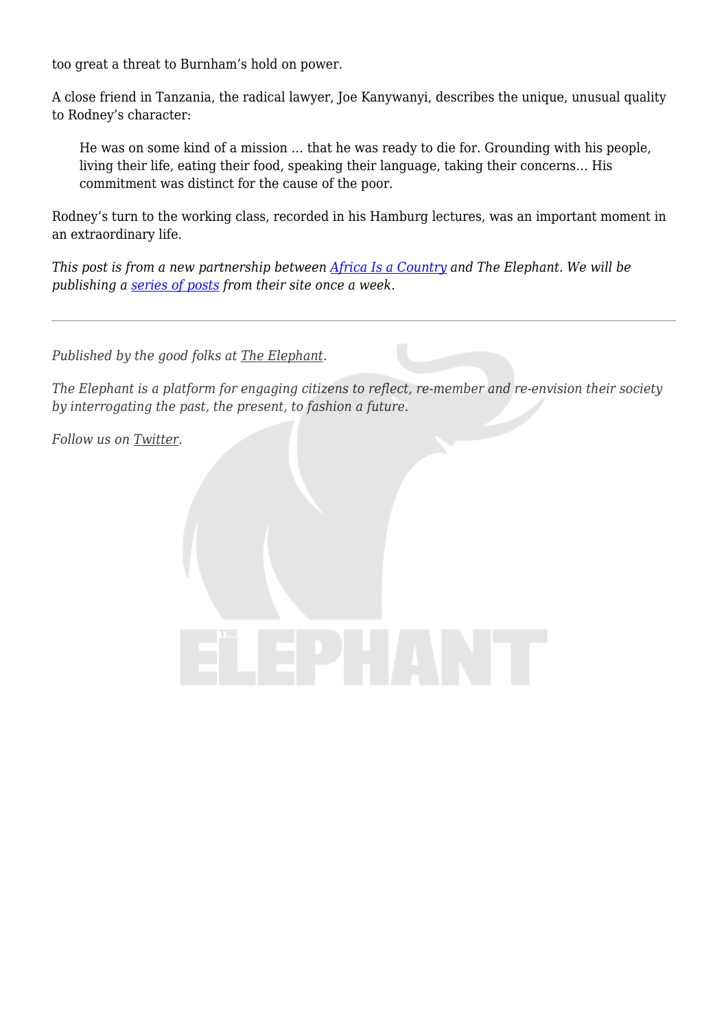too great a threat to Burnham's hold on power.

A close friend in Tanzania, the radical lawyer, Joe Kanywanyi, describes the unique, unusual quality to Rodney's character:

> He was on some kind of a mission … that he was ready to die for. Grounding with his people, living their life, eating their food, speaking their language, taking their concerns… His commitment was distinct for the cause of the poor.

Rodney's turn to the working class, recorded in his Hamburg lectures, was an important moment in an extraordinary life.

*This post is from a new partnership between [Africa Is a Country]() and The Elephant. We will be publishing a [series of posts]() from their site once a week.*

---

*Published by the good folks at The Elephant.*

*The Elephant is a platform for engaging citizens to reflect, re-member and re-envision their society by interrogating the past, the present, to fashion a future.*

*Follow us on Twitter.*